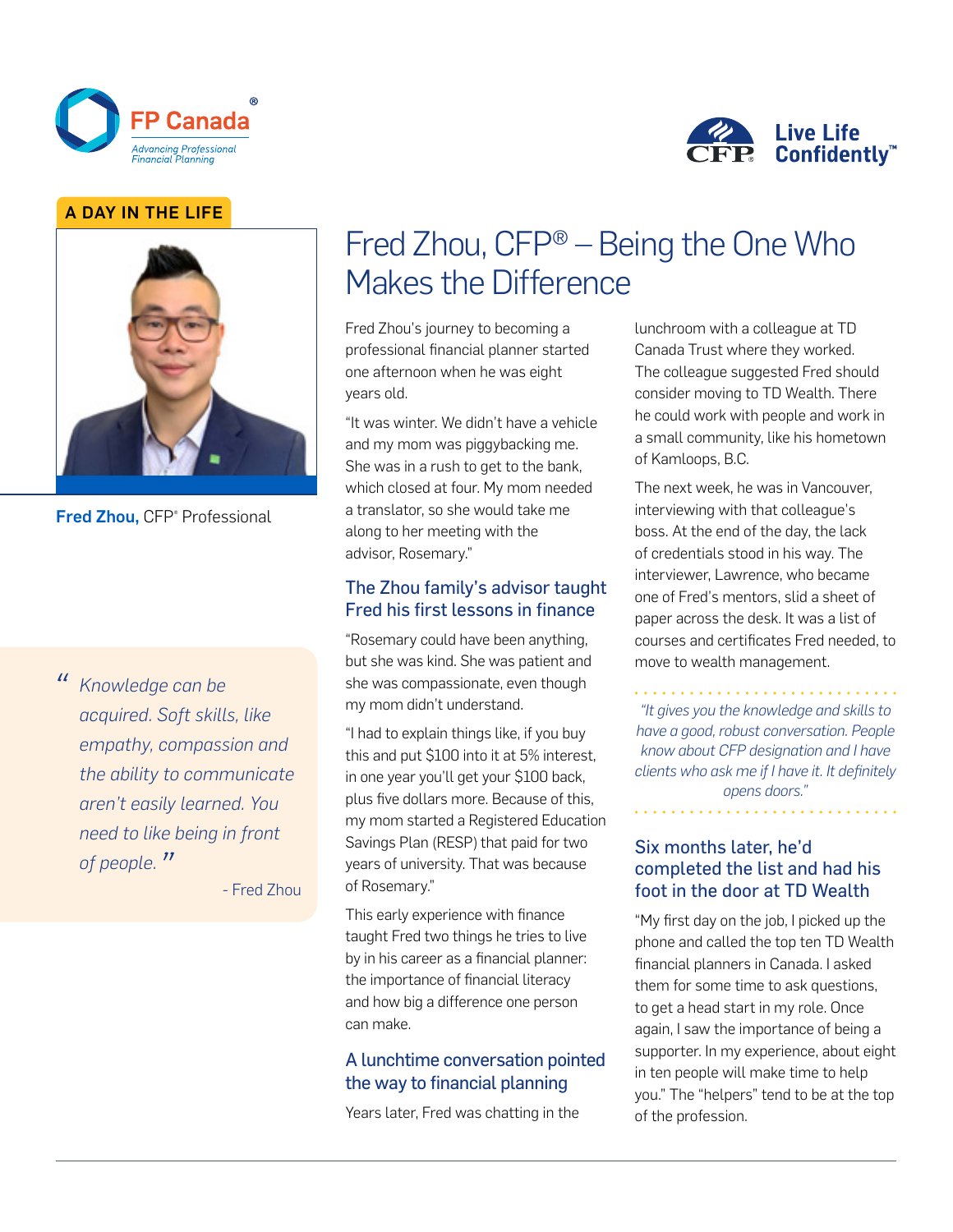A DAY IN THE LIFE

**Fred Zhou,** CFP® Professional

# Fred Zhou, CFP® – Being the One Who Makes the Difference

Fred Zhou's journey to becoming a professional financial planner started one afternoon when he was eight years old.

"It was winter. We didn't have a vehicle and my mom was piggybacking me. She was in a rush to get to the bank, which closed at four. My mom needed a translator, so she would take me along to her meeting with the advisor, Rosemary."

## The Zhou family's advisor taught Fred his first lessons in finance

"Rosemary could have been anything, but she was kind. She was patient and she was compassionate, even though my mom didn't understand.

"I had to explain things like, if you buy this and put $100 into it at 5% interest, in one year you'll get your $100 back, plus five dollars more. Because of this, my mom started a Registered Education Savings Plan (RESP) that paid for two years of university. That was because of Rosemary."

This early experience with finance taught Fred two things he tries to live by in his career as a financial planner: the importance of financial literacy and how big a difference one person can make.

## A lunchtime conversation pointed the way to financial planning

Years later, Fred was chatting in the lunchroom with a colleague at TD Canada Trust where they worked. The colleague suggested Fred should consider moving to TD Wealth. There he could work with people and work in a small community, like his hometown of Kamloops, B.C.

The next week, he was in Vancouver, interviewing with that colleague's boss. At the end of the day, the lack of credentials stood in his way. The interviewer, Lawrence, who became one of Fred's mentors, slid a sheet of paper across the desk. It was a list of courses and certificates Fred needed, to move to wealth management.

> *"It gives you the knowledge and skills to have a good, robust conversation. People know about CFP designation and I have clients who ask me if I have it. It definitely opens doors."*

## Six months later, he'd completed the list and had his foot in the door at TD Wealth

"My first day on the job, I picked up the phone and called the top ten TD Wealth financial planners in Canada. I asked them for some time to ask questions, to get a head start in my role. Once again, I saw the importance of being a supporter. In my experience, about eight in ten people will make time to help you." The "helpers" tend to be at the top of the profession.

> *"Knowledge can be acquired. Soft skills, like empathy, compassion and the ability to communicate aren't easily learned. You need to like being in front of people."*
>
> \- Fred Zhou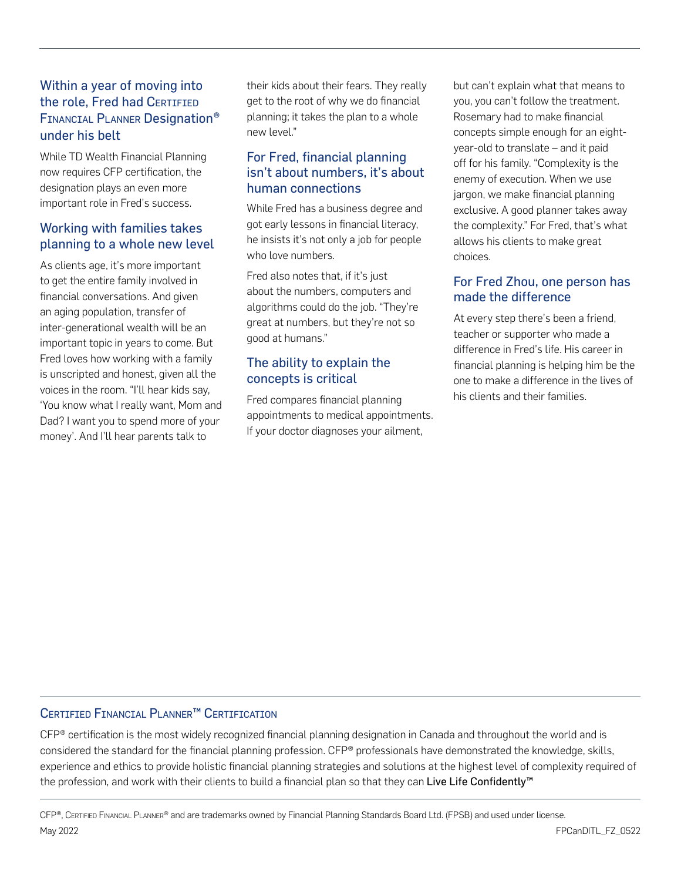## Within a year of moving into the role, Fred had Certified Financial Planner Designation® under his belt

While TD Wealth Financial Planning now requires CFP certification, the designation plays an even more important role in Fred's success.

## Working with families takes planning to a whole new level

As clients age, it's more important to get the entire family involved in financial conversations. And given an aging population, transfer of inter-generational wealth will be an important topic in years to come. But Fred loves how working with a family is unscripted and honest, given all the voices in the room. "I'll hear kids say, 'You know what I really want, Mom and Dad? I want you to spend more of your money'. And I'll hear parents talk to their kids about their fears. They really get to the root of why we do financial planning; it takes the plan to a whole new level."

## For Fred, financial planning isn't about numbers, it's about human connections

While Fred has a business degree and got early lessons in financial literacy, he insists it's not only a job for people who love numbers.

Fred also notes that, if it's just about the numbers, computers and algorithms could do the job. "They're great at numbers, but they're not so good at humans."

## The ability to explain the concepts is critical

Fred compares financial planning appointments to medical appointments. If your doctor diagnoses your ailment, but can't explain what that means to you, you can't follow the treatment. Rosemary had to make financial concepts simple enough for an eight-year-old to translate – and it paid off for his family. "Complexity is the enemy of execution. When we use jargon, we make financial planning exclusive. A good planner takes away the complexity." For Fred, that's what allows his clients to make great choices.

## For Fred Zhou, one person has made the difference

At every step there's been a friend, teacher or supporter who made a difference in Fred's life. His career in financial planning is helping him be the one to make a difference in the lives of his clients and their families.

---

### Certified Financial Planner™ Certification

CFP® certification is the most widely recognized financial planning designation in Canada and throughout the world and is considered the standard for the financial planning profession. CFP® professionals have demonstrated the knowledge, skills, experience and ethics to provide holistic financial planning strategies and solutions at the highest level of complexity required of the profession, and work with their clients to build a financial plan so that they can Live Life Confidently™

---

CFP®, Certified Financial Planner® and are trademarks owned by Financial Planning Standards Board Ltd. (FPSB) and used under license.

May 2022 FPCanDITL_FZ_0522